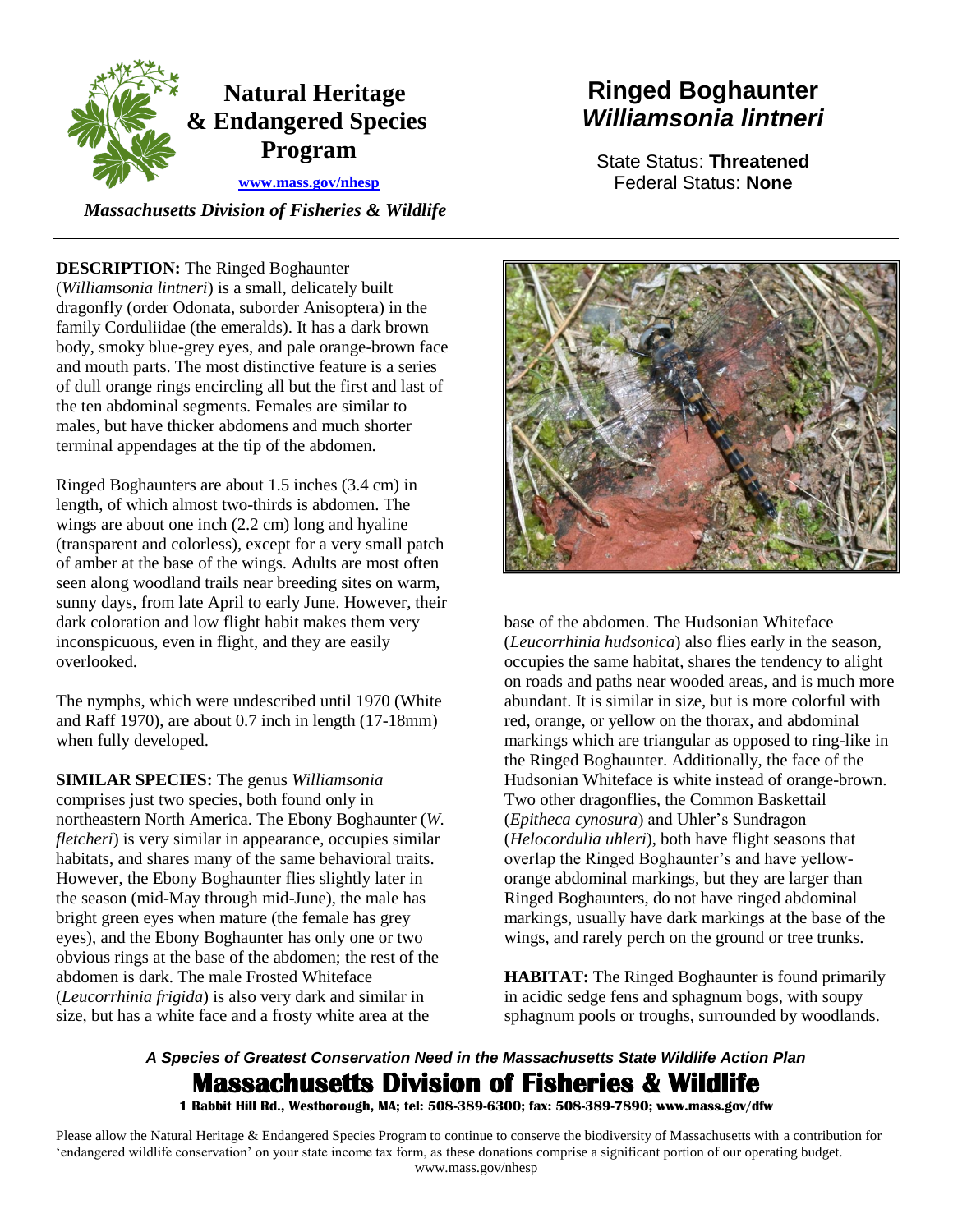# Natural Heritage & Endangered Species Program

www.mass.gov/nhesp

*Massachusetts Division of Fisheries & Wildlife*

# Ringed Boghaunter
## *Williamsonia lintneri*

State Status: **Threatened**
Federal Status: **None**

**DESCRIPTION:** The Ringed Boghaunter (*Williamsonia lintneri*) is a small, delicately built dragonfly (order Odonata, suborder Anisoptera) in the family Corduliidae (the emeralds). It has a dark brown body, smoky blue-grey eyes, and pale orange-brown face and mouth parts. The most distinctive feature is a series of dull orange rings encircling all but the first and last of the ten abdominal segments. Females are similar to males, but have thicker abdomens and much shorter terminal appendages at the tip of the abdomen.

Ringed Boghaunters are about 1.5 inches (3.4 cm) in length, of which almost two-thirds is abdomen. The wings are about one inch (2.2 cm) long and hyaline (transparent and colorless), except for a very small patch of amber at the base of the wings. Adults are most often seen along woodland trails near breeding sites on warm, sunny days, from late April to early June. However, their dark coloration and low flight habit makes them very inconspicuous, even in flight, and they are easily overlooked.

The nymphs, which were undescribed until 1970 (White and Raff 1970), are about 0.7 inch in length (17-18mm) when fully developed.

**SIMILAR SPECIES:** The genus *Williamsonia* comprises just two species, both found only in northeastern North America. The Ebony Boghaunter (*W. fletcheri*) is very similar in appearance, occupies similar habitats, and shares many of the same behavioral traits. However, the Ebony Boghaunter flies slightly later in the season (mid-May through mid-June), the male has bright green eyes when mature (the female has grey eyes), and the Ebony Boghaunter has only one or two obvious rings at the base of the abdomen; the rest of the abdomen is dark. The male Frosted Whiteface (*Leucorrhinia frigida*) is also very dark and similar in size, but has a white face and a frosty white area at the base of the abdomen. The Hudsonian Whiteface (*Leucorrhinia hudsonica*) also flies early in the season, occupies the same habitat, shares the tendency to alight on roads and paths near wooded areas, and is much more abundant. It is similar in size, but is more colorful with red, orange, or yellow on the thorax, and abdominal markings which are triangular as opposed to ring-like in the Ringed Boghaunter. Additionally, the face of the Hudsonian Whiteface is white instead of orange-brown. Two other dragonflies, the Common Baskettail (*Epitheca cynosura*) and Uhler's Sundragon (*Helocordulia uhleri*), both have flight seasons that overlap the Ringed Boghaunter's and have yellow-orange abdominal markings, but they are larger than Ringed Boghaunters, do not have ringed abdominal markings, usually have dark markings at the base of the wings, and rarely perch on the ground or tree trunks.

**HABITAT:** The Ringed Boghaunter is found primarily in acidic sedge fens and sphagnum bogs, with soupy sphagnum pools or troughs, surrounded by woodlands.

***A Species of Greatest Conservation Need in the Massachusetts State Wildlife Action Plan***

**Massachusetts Division of Fisheries & Wildlife**

**1 Rabbit Hill Rd., Westborough, MA; tel: 508-389-6300; fax: 508-389-7890; www.mass.gov/dfw**

Please allow the Natural Heritage & Endangered Species Program to continue to conserve the biodiversity of Massachusetts with a contribution for 'endangered wildlife conservation' on your state income tax form, as these donations comprise a significant portion of our operating budget. www.mass.gov/nhesp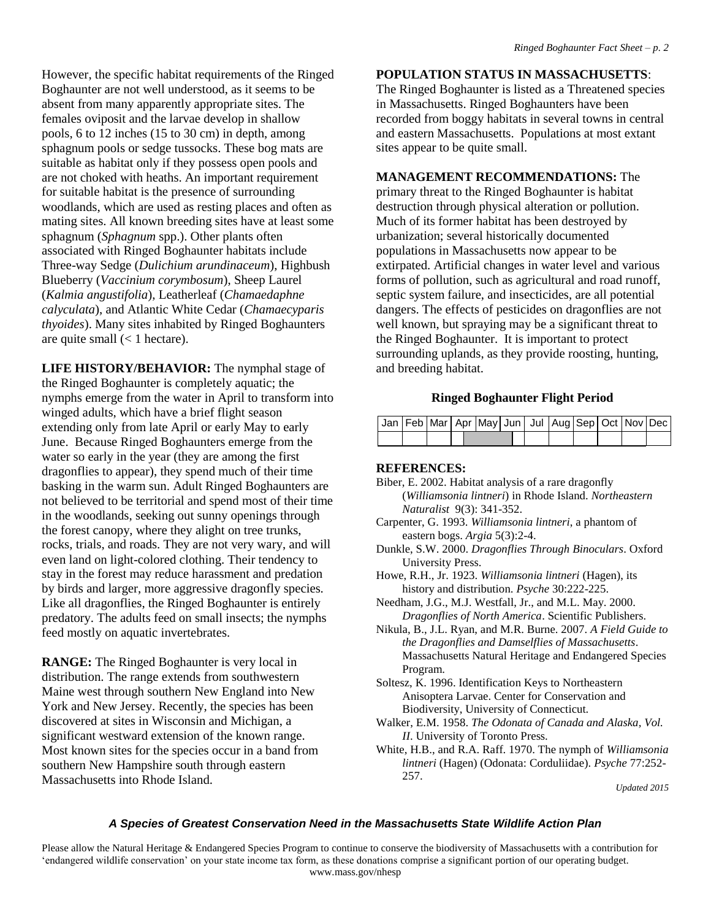However, the specific habitat requirements of the Ringed Boghaunter are not well understood, as it seems to be absent from many apparently appropriate sites. The females oviposit and the larvae develop in shallow pools, 6 to 12 inches (15 to 30 cm) in depth, among sphagnum pools or sedge tussocks. These bog mats are suitable as habitat only if they possess open pools and are not choked with heaths. An important requirement for suitable habitat is the presence of surrounding woodlands, which are used as resting places and often as mating sites. All known breeding sites have at least some sphagnum (*Sphagnum* spp.). Other plants often associated with Ringed Boghaunter habitats include Three-way Sedge (*Dulichium arundinaceum*), Highbush Blueberry (*Vaccinium corymbosum*), Sheep Laurel (*Kalmia angustifolia*), Leatherleaf (*Chamaedaphne calyculata*), and Atlantic White Cedar (*Chamaecyparis thyoides*). Many sites inhabited by Ringed Boghaunters are quite small (< 1 hectare).

**LIFE HISTORY/BEHAVIOR:** The nymphal stage of the Ringed Boghaunter is completely aquatic; the nymphs emerge from the water in April to transform into winged adults, which have a brief flight season extending only from late April or early May to early June. Because Ringed Boghaunters emerge from the water so early in the year (they are among the first dragonflies to appear), they spend much of their time basking in the warm sun. Adult Ringed Boghaunters are not believed to be territorial and spend most of their time in the woodlands, seeking out sunny openings through the forest canopy, where they alight on tree trunks, rocks, trials, and roads. They are not very wary, and will even land on light-colored clothing. Their tendency to stay in the forest may reduce harassment and predation by birds and larger, more aggressive dragonfly species. Like all dragonflies, the Ringed Boghaunter is entirely predatory. The adults feed on small insects; the nymphs feed mostly on aquatic invertebrates.

**RANGE:** The Ringed Boghaunter is very local in distribution. The range extends from southwestern Maine west through southern New England into New York and New Jersey. Recently, the species has been discovered at sites in Wisconsin and Michigan, a significant westward extension of the known range. Most known sites for the species occur in a band from southern New Hampshire south through eastern Massachusetts into Rhode Island.

**POPULATION STATUS IN MASSACHUSETTS**: The Ringed Boghaunter is listed as a Threatened species in Massachusetts. Ringed Boghaunters have been recorded from boggy habitats in several towns in central and eastern Massachusetts. Populations at most extant sites appear to be quite small.

**MANAGEMENT RECOMMENDATIONS:** The primary threat to the Ringed Boghaunter is habitat destruction through physical alteration or pollution. Much of its former habitat has been destroyed by urbanization; several historically documented populations in Massachusetts now appear to be extirpated. Artificial changes in water level and various forms of pollution, such as agricultural and road runoff, septic system failure, and insecticides, are all potential dangers. The effects of pesticides on dragonflies are not well known, but spraying may be a significant threat to the Ringed Boghaunter. It is important to protect surrounding uplands, as they provide roosting, hunting, and breeding habitat.

**Ringed Boghaunter Flight Period**

Jan Feb Mar Apr May Jun Jul Aug Sep Oct Nov Dec

**REFERENCES:**

Biber, E. 2002. Habitat analysis of a rare dragonfly (*Williamsonia lintneri*) in Rhode Island. *Northeastern Naturalist* 9(3): 341-352.

Carpenter, G. 1993. *Williamsonia lintneri*, a phantom of eastern bogs. *Argia* 5(3):2-4.

Dunkle, S.W. 2000. *Dragonflies Through Binoculars*. Oxford University Press.

Howe, R.H., Jr. 1923. *Williamsonia lintneri* (Hagen), its history and distribution. *Psyche* 30:222-225.

Needham, J.G., M.J. Westfall, Jr., and M.L. May. 2000. *Dragonflies of North America*. Scientific Publishers.

Nikula, B., J.L. Ryan, and M.R. Burne. 2007. *A Field Guide to the Dragonflies and Damselflies of Massachusetts*. Massachusetts Natural Heritage and Endangered Species Program.

Soltesz, K. 1996. Identification Keys to Northeastern Anisoptera Larvae. Center for Conservation and Biodiversity, University of Connecticut.

Walker, E.M. 1958. *The Odonata of Canada and Alaska, Vol. II*. University of Toronto Press.

White, H.B., and R.A. Raff. 1970. The nymph of *Williamsonia lintneri* (Hagen) (Odonata: Corduliidae). *Psyche* 77:252-257.

*Updated 2015*

***A Species of Greatest Conservation Need in the Massachusetts State Wildlife Action Plan***

Please allow the Natural Heritage & Endangered Species Program to continue to conserve the biodiversity of Massachusetts with a contribution for 'endangered wildlife conservation' on your state income tax form, as these donations comprise a significant portion of our operating budget.
www.mass.gov/nhesp